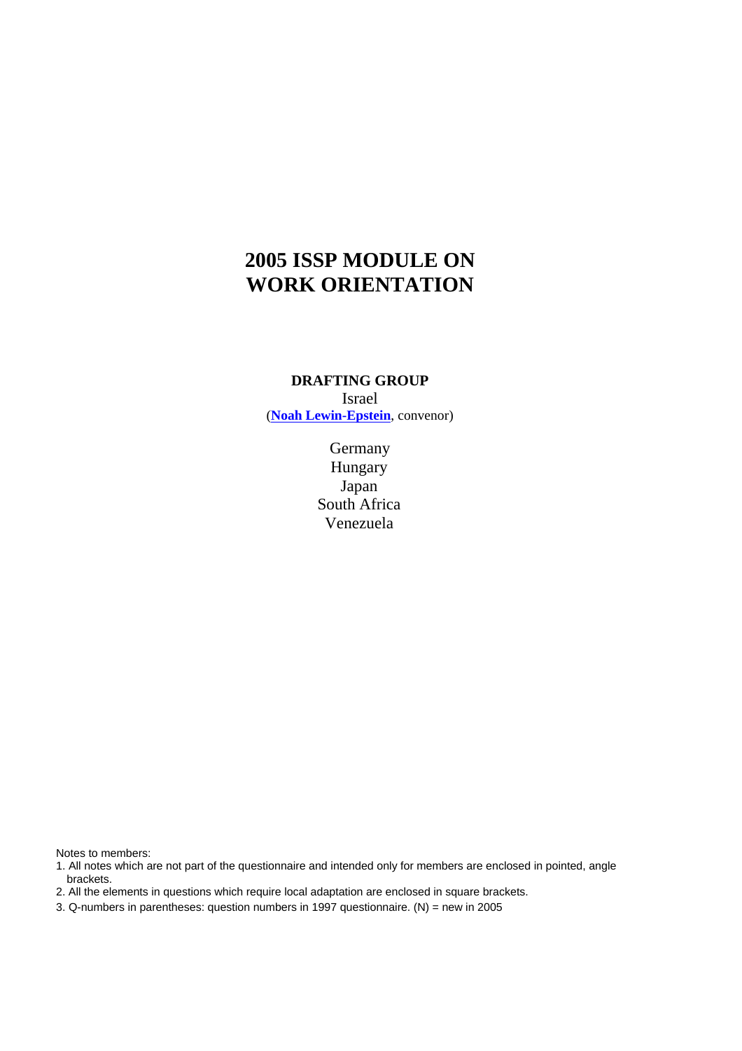# 2005 ISSP MODULE ON WORK ORIENTATION

**DRAFTING GROUP**

Israel

(**Noah Lewin-Epstein**, convenor)

Germany

Hungary

Japan

South Africa

Venezuela

Notes to members:

1. All notes which are not part of the questionnaire and intended only for members are enclosed in pointed, angle brackets.
2. All the elements in questions which require local adaptation are enclosed in square brackets.
3. Q-numbers in parentheses: question numbers in 1997 questionnaire. (N) = new in 2005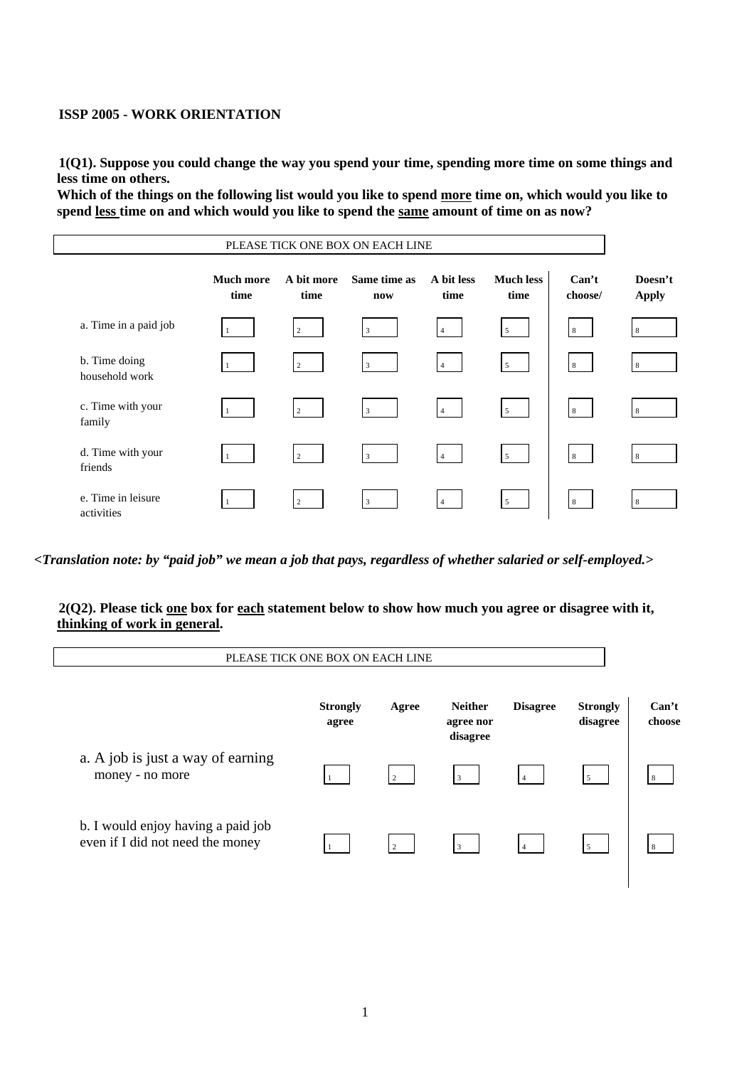**ISSP 2005 - WORK ORIENTATION**

**1(Q1). Suppose you could change the way you spend your time, spending more time on some things and less time on others.**
**Which of the things on the following list would you like to spend <u>more</u> time on, which would you like to spend <u>less</u> time on and which would you like to spend the <u>same</u> amount of time on as now?**

PLEASE TICK ONE BOX ON EACH LINE

| | Much more time | A bit more time | Same time as now | A bit less time | Much less time | Can't choose/ | Doesn't Apply |
|---|---|---|---|---|---|---|---|
| a. Time in a paid job | 1 | 2 | 3 | 4 | 5 | 8 | 8 |
| b. Time doing household work | 1 | 2 | 3 | 4 | 5 | 8 | 8 |
| c. Time with your family | 1 | 2 | 3 | 4 | 5 | 8 | 8 |
| d. Time with your friends | 1 | 2 | 3 | 4 | 5 | 8 | 8 |
| e. Time in leisure activities | 1 | 2 | 3 | 4 | 5 | 8 | 8 |

***<Translation note: by "paid job" we mean a job that pays, regardless of whether salaried or self-employed.>***

**2(Q2). Please tick <u>one</u> box for <u>each</u> statement below to show how much you agree or disagree with it, <u>thinking of work in general</u>.**

PLEASE TICK ONE BOX ON EACH LINE

| | Strongly agree | Agree | Neither agree nor disagree | Disagree | Strongly disagree | Can't choose |
|---|---|---|---|---|---|---|
| a. A job is just a way of earning money - no more | 1 | 2 | 3 | 4 | 5 | 8 |
| b. I would enjoy having a paid job even if I did not need the money | 1 | 2 | 3 | 4 | 5 | 8 |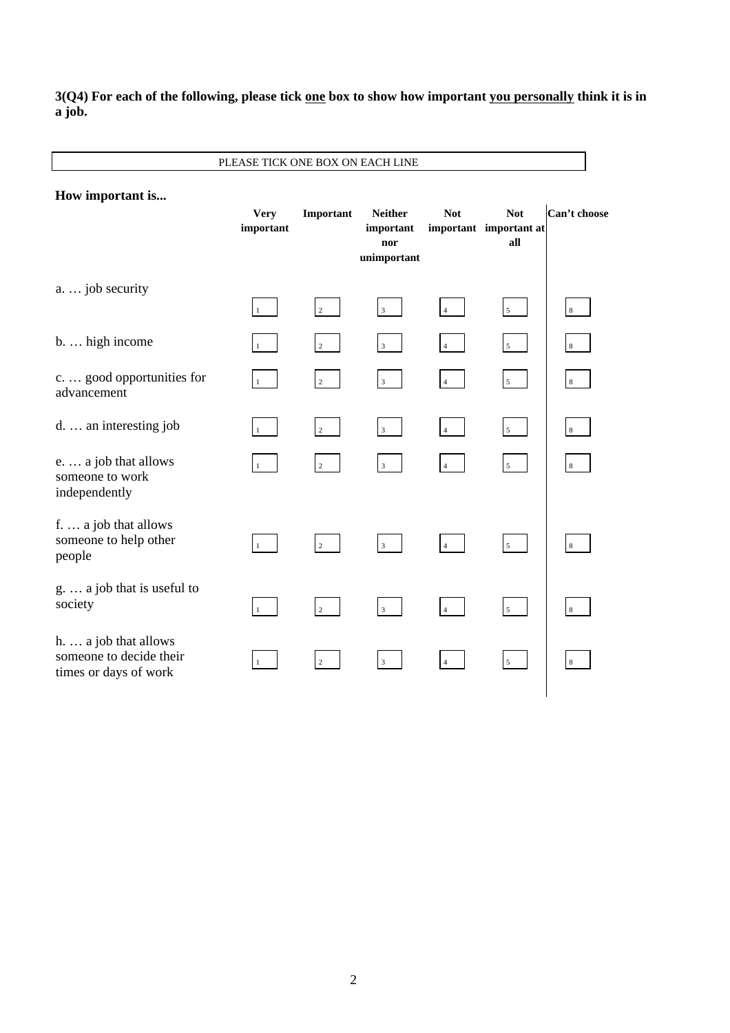**3(Q4) For each of the following, please tick <u>one</u> box to show how important <u>you personally</u> think it is in a job.**

PLEASE TICK ONE BOX ON EACH LINE

**How important is...**

| | Very important | Important | Neither important nor unimportant | Not important | Not important at all | Can't choose |
|---|---|---|---|---|---|---|
| a. … job security | 1 | 2 | 3 | 4 | 5 | 8 |
| b. … high income | 1 | 2 | 3 | 4 | 5 | 8 |
| c. … good opportunities for advancement | 1 | 2 | 3 | 4 | 5 | 8 |
| d. … an interesting job | 1 | 2 | 3 | 4 | 5 | 8 |
| e. … a job that allows someone to work independently | 1 | 2 | 3 | 4 | 5 | 8 |
| f. … a job that allows someone to help other people | 1 | 2 | 3 | 4 | 5 | 8 |
| g. … a job that is useful to society | 1 | 2 | 3 | 4 | 5 | 8 |
| h. … a job that allows someone to decide their times or days of work | 1 | 2 | 3 | 4 | 5 | 8 |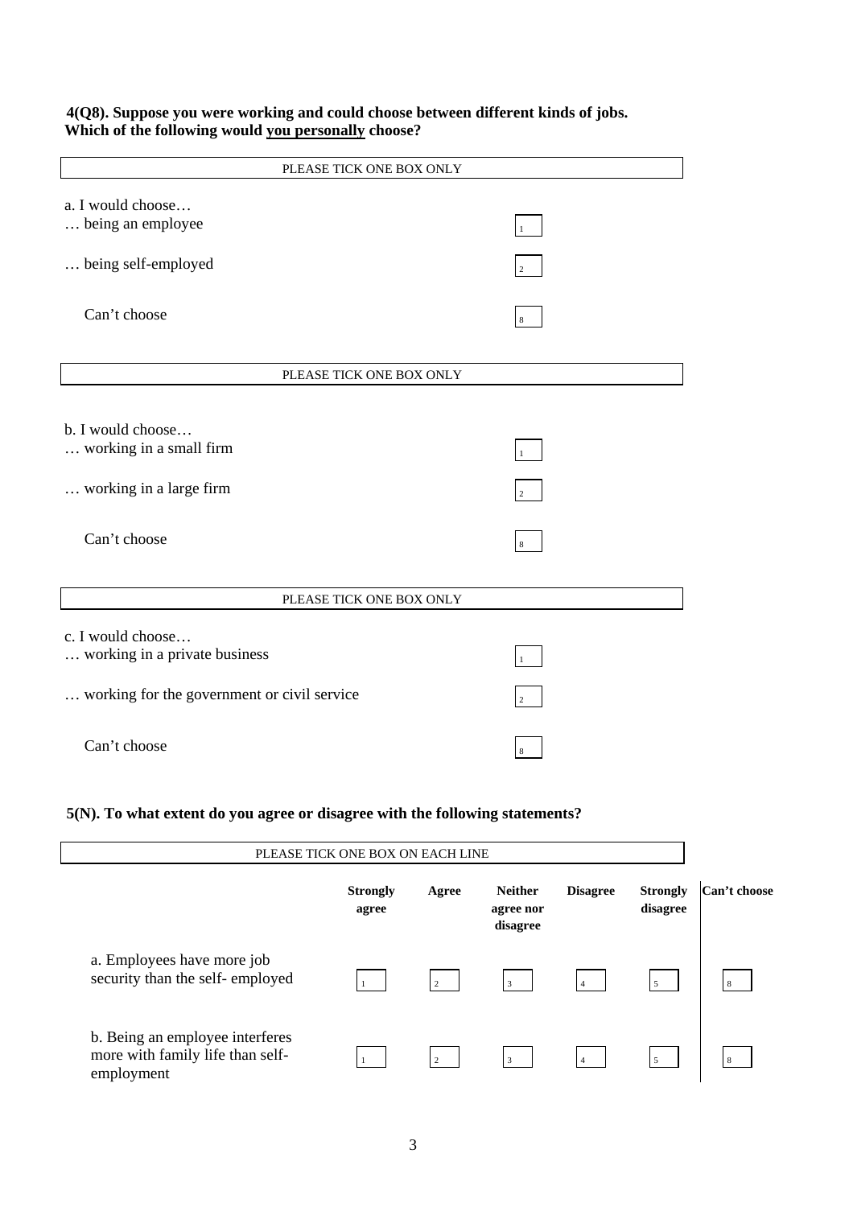**4(Q8). Suppose you were working and could choose between different kinds of jobs. Which of the following would <u>you personally</u> choose?**

| PLEASE TICK ONE BOX ONLY | |
|---|---|
| a. I would choose… | |
| … being an employee | 1 |
| … being self-employed | 2 |
| Can't choose | 8 |

| PLEASE TICK ONE BOX ONLY | |
|---|---|
| b. I would choose… | |
| … working in a small firm | 1 |
| … working in a large firm | 2 |
| Can't choose | 8 |

| PLEASE TICK ONE BOX ONLY | |
|---|---|
| c. I would choose… | |
| … working in a private business | 1 |
| … working for the government or civil service | 2 |
| Can't choose | 8 |

**5(N). To what extent do you agree or disagree with the following statements?**

PLEASE TICK ONE BOX ON EACH LINE

| | **Strongly agree** | **Agree** | **Neither agree nor disagree** | **Disagree** | **Strongly disagree** | **Can't choose** |
|---|---|---|---|---|---|---|
| a. Employees have more job security than the self- employed | 1 | 2 | 3 | 4 | 5 | 8 |
| b. Being an employee interferes more with family life than self-employment | 1 | 2 | 3 | 4 | 5 | 8 |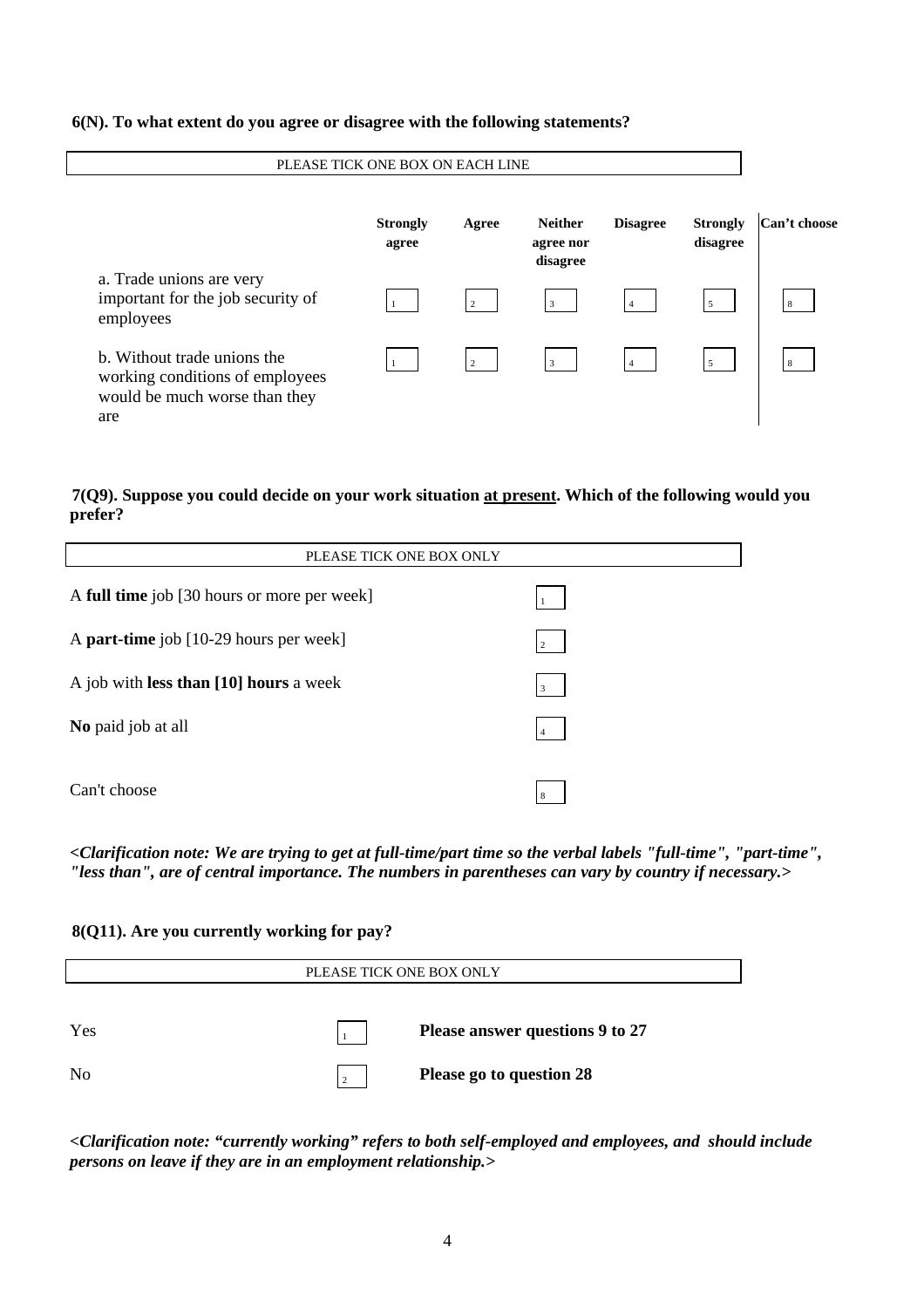**6(N). To what extent do you agree or disagree with the following statements?**

PLEASE TICK ONE BOX ON EACH LINE

| | Strongly agree | Agree | Neither agree nor disagree | Disagree | Strongly disagree | Can't choose |
|---|---|---|---|---|---|---|
| a. Trade unions are very important for the job security of employees | 1 | 2 | 3 | 4 | 5 | 8 |
| b. Without trade unions the working conditions of employees would be much worse than they are | 1 | 2 | 3 | 4 | 5 | 8 |

**7(Q9). Suppose you could decide on your work situation <u>at present</u>. Which of the following would you prefer?**

PLEASE TICK ONE BOX ONLY

| | |
|---|---|
| A **full time** job [30 hours or more per week] | 1 |
| A **part-time** job [10-29 hours per week] | 2 |
| A job with **less than [10] hours** a week | 3 |
| **No** paid job at all | 4 |
| Can't choose | 8 |

***<Clarification note: We are trying to get at full-time/part time so the verbal labels "full-time", "part-time", "less than", are of central importance. The numbers in parentheses can vary by country if necessary.>***

**8(Q11). Are you currently working for pay?**

PLEASE TICK ONE BOX ONLY

| | | |
|---|---|---|
| Yes | 1 | **Please answer questions 9 to 27** |
| No | 2 | **Please go to question 28** |

***<Clarification note: "currently working" refers to both self-employed and employees, and should include persons on leave if they are in an employment relationship.>***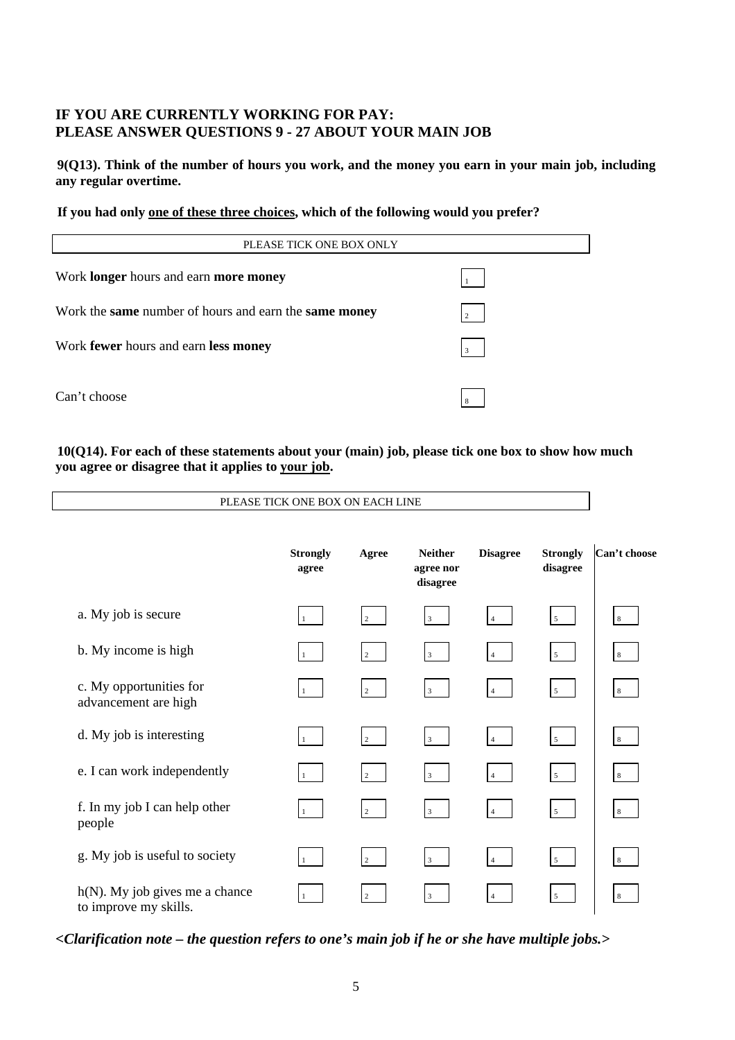**IF YOU ARE CURRENTLY WORKING FOR PAY:**
**PLEASE ANSWER QUESTIONS 9 - 27 ABOUT YOUR MAIN JOB**

**9(Q13). Think of the number of hours you work, and the money you earn in your main job, including any regular overtime.**

**If you had only <u>one of these three choices</u>, which of the following would you prefer?**

PLEASE TICK ONE BOX ONLY

| | |
|---|---|
| Work **longer** hours and earn **more money** | 1 |
| Work the **same** number of hours and earn the **same money** | 2 |
| Work **fewer** hours and earn **less money** | 3 |
| Can't choose | 8 |

**10(Q14). For each of these statements about your (main) job, please tick one box to show how much you agree or disagree that it applies to <u>your job</u>.**

PLEASE TICK ONE BOX ON EACH LINE

| | Strongly agree | Agree | Neither agree nor disagree | Disagree | Strongly disagree | Can't choose |
|---|---|---|---|---|---|---|
| a. My job is secure | 1 | 2 | 3 | 4 | 5 | 8 |
| b. My income is high | 1 | 2 | 3 | 4 | 5 | 8 |
| c. My opportunities for advancement are high | 1 | 2 | 3 | 4 | 5 | 8 |
| d. My job is interesting | 1 | 2 | 3 | 4 | 5 | 8 |
| e. I can work independently | 1 | 2 | 3 | 4 | 5 | 8 |
| f. In my job I can help other people | 1 | 2 | 3 | 4 | 5 | 8 |
| g. My job is useful to society | 1 | 2 | 3 | 4 | 5 | 8 |
| h(N). My job gives me a chance to improve my skills. | 1 | 2 | 3 | 4 | 5 | 8 |

***<Clarification note – the question refers to one's main job if he or she have multiple jobs.>***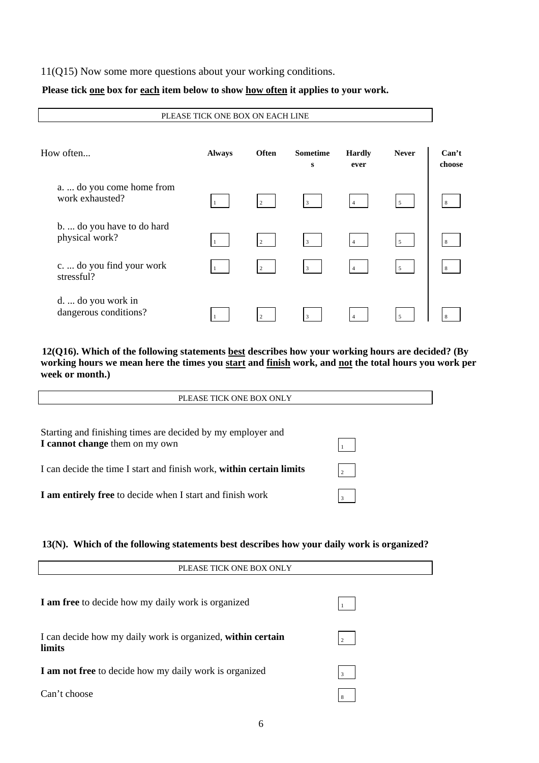11(Q15) Now some more questions about your working conditions.

**Please tick one box for each item below to show how often it applies to your work.**

PLEASE TICK ONE BOX ON EACH LINE

| How often... | Always | Often | Sometimes | Hardly ever | Never | Can't choose |
|---|---|---|---|---|---|---|
| a. ... do you come home from work exhausted? | 1 | 2 | 3 | 4 | 5 | 8 |
| b. ... do you have to do hard physical work? | 1 | 2 | 3 | 4 | 5 | 8 |
| c. ... do you find your work stressful? | 1 | 2 | 3 | 4 | 5 | 8 |
| d. ... do you work in dangerous conditions? | 1 | 2 | 3 | 4 | 5 | 8 |

**12(Q16). Which of the following statements best describes how your working hours are decided? (By working hours we mean here the times you start and finish work, and not the total hours you work per week or month.)**

PLEASE TICK ONE BOX ONLY

| | |
|---|---|
| Starting and finishing times are decided by my employer and **I cannot change** them on my own | 1 |
| I can decide the time I start and finish work, **within certain limits** | 2 |
| **I am entirely free** to decide when I start and finish work | 3 |

**13(N). Which of the following statements best describes how your daily work is organized?**

PLEASE TICK ONE BOX ONLY

| | |
|---|---|
| **I am free** to decide how my daily work is organized | 1 |
| I can decide how my daily work is organized, **within certain limits** | 2 |
| **I am not free** to decide how my daily work is organized | 3 |
| Can't choose | 8 |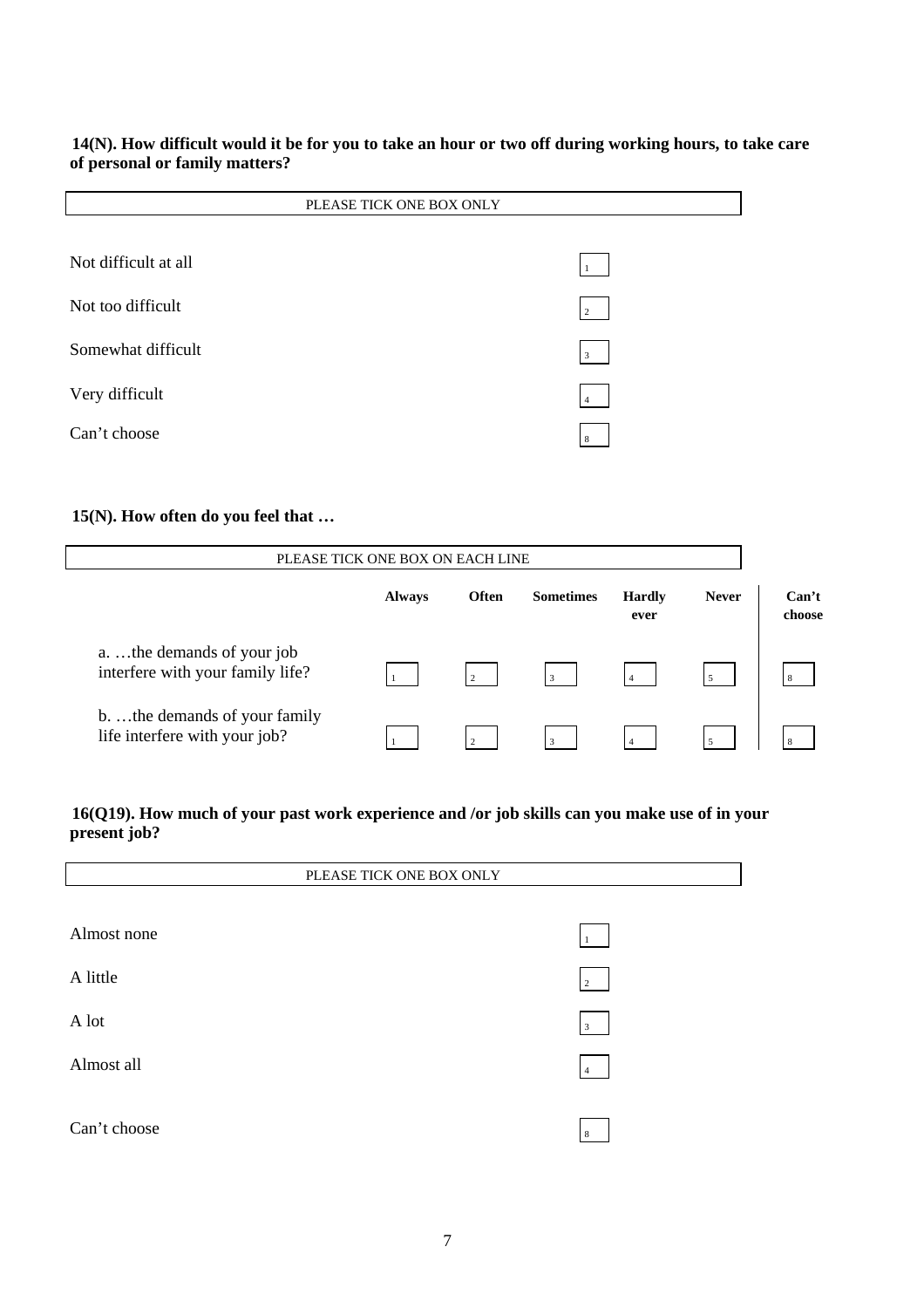**14(N). How difficult would it be for you to take an hour or two off during working hours, to take care of personal or family matters?**

PLEASE TICK ONE BOX ONLY

| | |
|---|---|
| Not difficult at all | 1 |
| Not too difficult | 2 |
| Somewhat difficult | 3 |
| Very difficult | 4 |
| Can't choose | 8 |

**15(N). How often do you feel that …**

PLEASE TICK ONE BOX ON EACH LINE

| | **Always** | **Often** | **Sometimes** | **Hardly ever** | **Never** | **Can't choose** |
|---|---|---|---|---|---|---|
| a. …the demands of your job interfere with your family life? | 1 | 2 | 3 | 4 | 5 | 8 |
| b. …the demands of your family life interfere with your job? | 1 | 2 | 3 | 4 | 5 | 8 |

**16(Q19). How much of your past work experience and /or job skills can you make use of in your present job?**

PLEASE TICK ONE BOX ONLY

| | |
|---|---|
| Almost none | 1 |
| A little | 2 |
| A lot | 3 |
| Almost all | 4 |
| Can't choose | 8 |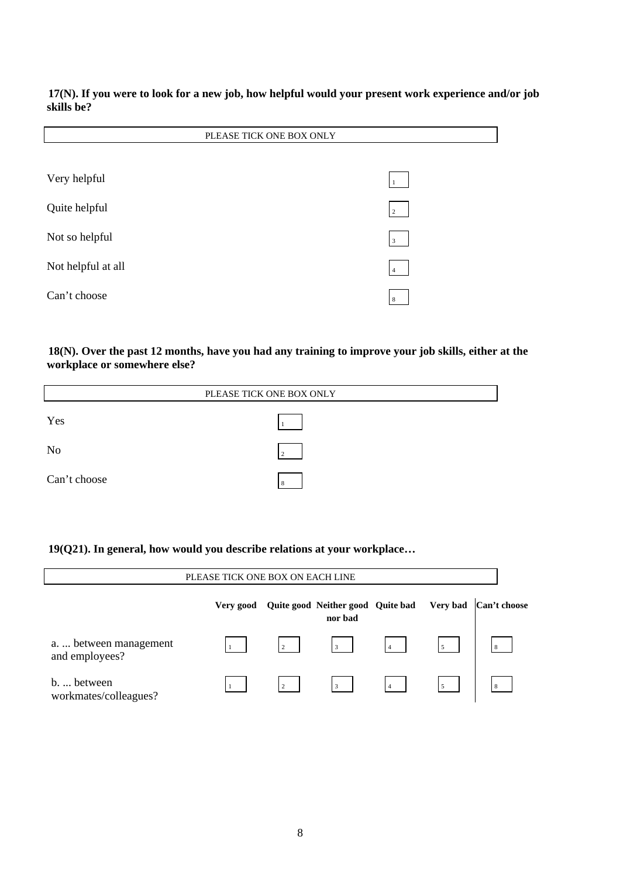**17(N). If you were to look for a new job, how helpful would your present work experience and/or job skills be?**

PLEASE TICK ONE BOX ONLY

| | |
|---|---|
| Very helpful | 1 |
| Quite helpful | 2 |
| Not so helpful | 3 |
| Not helpful at all | 4 |
| Can't choose | 8 |

**18(N). Over the past 12 months, have you had any training to improve your job skills, either at the workplace or somewhere else?**

PLEASE TICK ONE BOX ONLY

| | |
|---|---|
| Yes | 1 |
| No | 2 |
| Can't choose | 8 |

**19(Q21). In general, how would you describe relations at your workplace…**

PLEASE TICK ONE BOX ON EACH LINE

| | **Very good** | **Quite good** | **Neither good nor bad** | **Quite bad** | **Very bad** | **Can't choose** |
|---|---|---|---|---|---|---|
| a. ... between management and employees? | 1 | 2 | 3 | 4 | 5 | 8 |
| b. ... between workmates/colleagues? | 1 | 2 | 3 | 4 | 5 | 8 |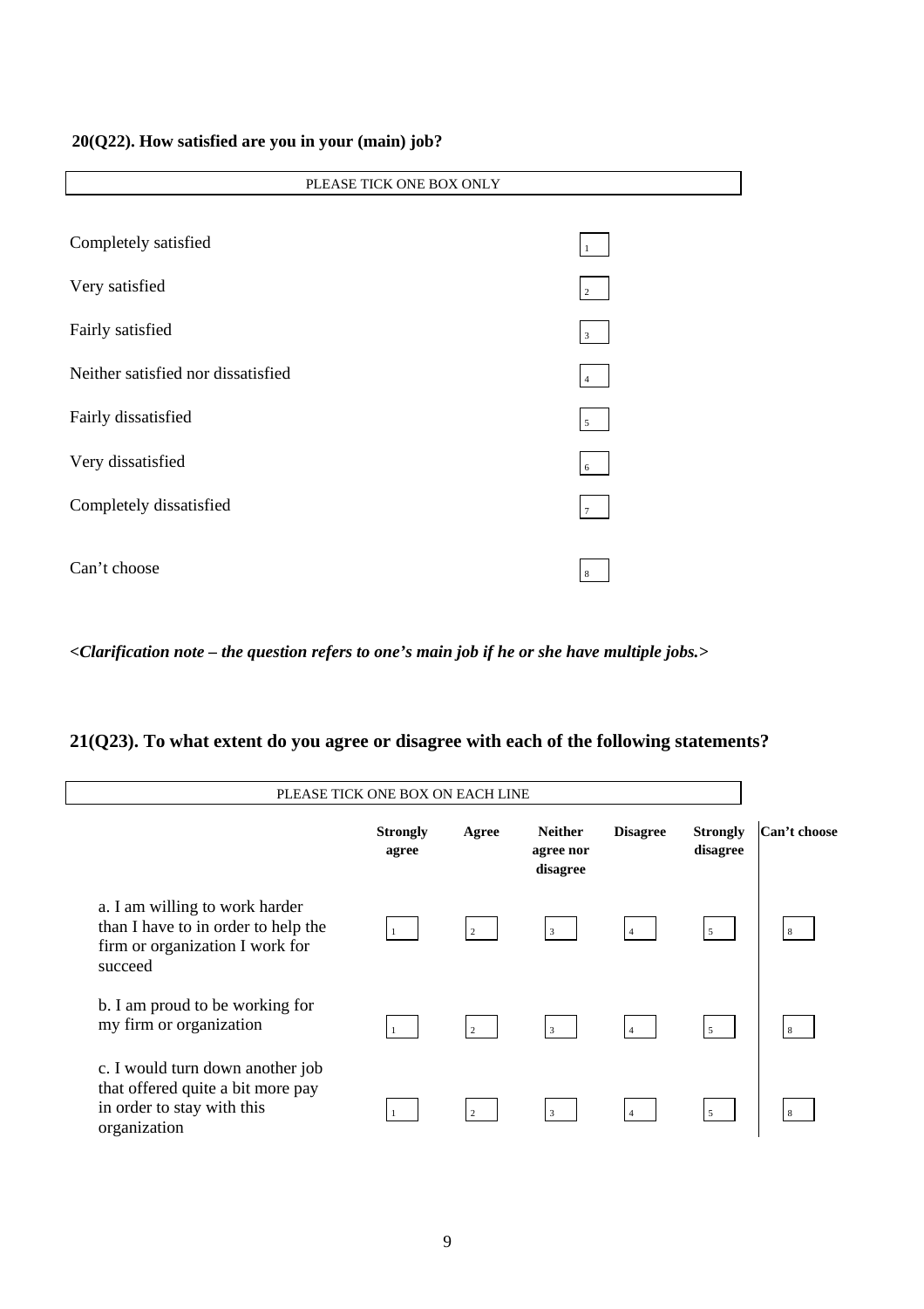**20(Q22). How satisfied are you in your (main) job?**

PLEASE TICK ONE BOX ONLY

| | |
|---|---|
| Completely satisfied | 1 |
| Very satisfied | 2 |
| Fairly satisfied | 3 |
| Neither satisfied nor dissatisfied | 4 |
| Fairly dissatisfied | 5 |
| Very dissatisfied | 6 |
| Completely dissatisfied | 7 |
| Can't choose | 8 |

***<Clarification note – the question refers to one's main job if he or she have multiple jobs.>***

## 21(Q23). To what extent do you agree or disagree with each of the following statements?

PLEASE TICK ONE BOX ON EACH LINE

| | **Strongly agree** | **Agree** | **Neither agree nor disagree** | **Disagree** | **Strongly disagree** | **Can't choose** |
|---|---|---|---|---|---|---|
| a. I am willing to work harder than I have to in order to help the firm or organization I work for succeed | 1 | 2 | 3 | 4 | 5 | 8 |
| b. I am proud to be working for my firm or organization | 1 | 2 | 3 | 4 | 5 | 8 |
| c. I would turn down another job that offered quite a bit more pay in order to stay with this organization | 1 | 2 | 3 | 4 | 5 | 8 |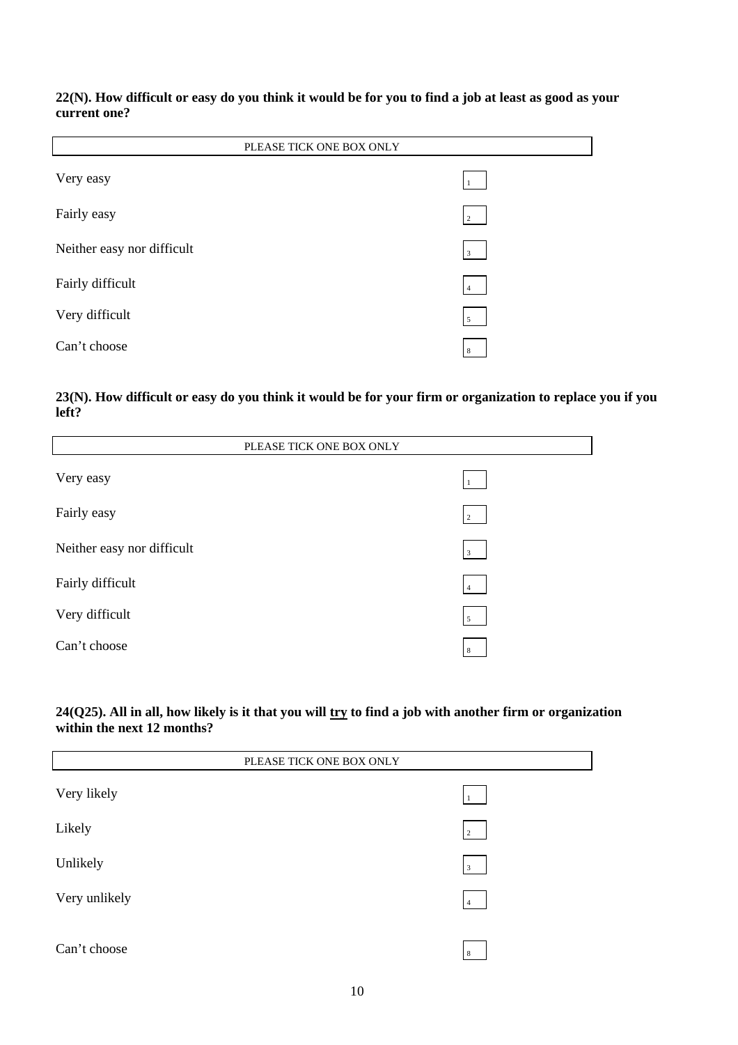**22(N). How difficult or easy do you think it would be for you to find a job at least as good as your current one?**

| PLEASE TICK ONE BOX ONLY | |
|---|---|
| Very easy | 1 |
| Fairly easy | 2 |
| Neither easy nor difficult | 3 |
| Fairly difficult | 4 |
| Very difficult | 5 |
| Can't choose | 8 |

**23(N). How difficult or easy do you think it would be for your firm or organization to replace you if you left?**

| PLEASE TICK ONE BOX ONLY | |
|---|---|
| Very easy | 1 |
| Fairly easy | 2 |
| Neither easy nor difficult | 3 |
| Fairly difficult | 4 |
| Very difficult | 5 |
| Can't choose | 8 |

**24(Q25). All in all, how likely is it that you will <u>try</u> to find a job with another firm or organization within the next 12 months?**

| PLEASE TICK ONE BOX ONLY | |
|---|---|
| Very likely | 1 |
| Likely | 2 |
| Unlikely | 3 |
| Very unlikely | 4 |
| Can't choose | 8 |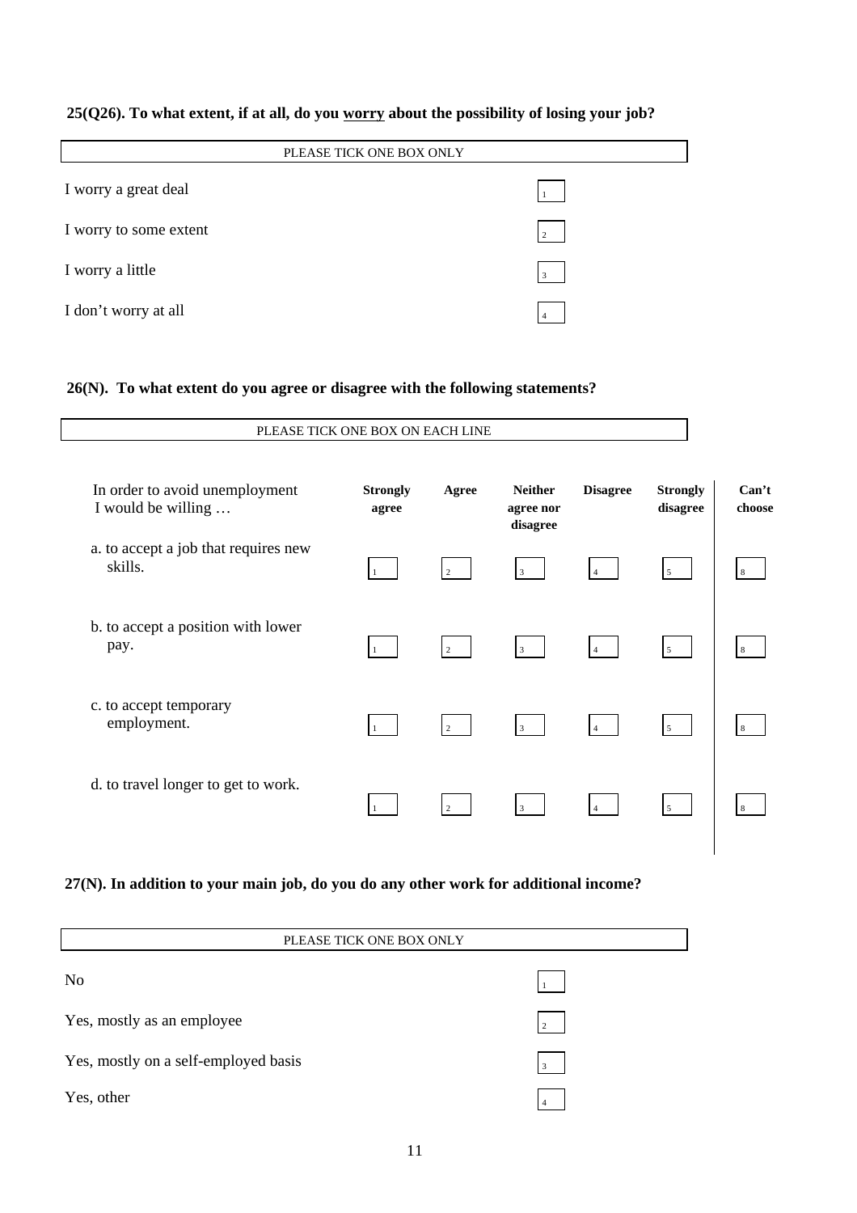**25(Q26). To what extent, if at all, do you worry about the possibility of losing your job?**

| PLEASE TICK ONE BOX ONLY | |
|---|---|
| I worry a great deal | 1 |
| I worry to some extent | 2 |
| I worry a little | 3 |
| I don't worry at all | 4 |

**26(N). To what extent do you agree or disagree with the following statements?**

PLEASE TICK ONE BOX ON EACH LINE

| In order to avoid unemployment I would be willing … | Strongly agree | Agree | Neither agree nor disagree | Disagree | Strongly disagree | Can't choose |
|---|---|---|---|---|---|---|
| a. to accept a job that requires new skills. | 1 | 2 | 3 | 4 | 5 | 8 |
| b. to accept a position with lower pay. | 1 | 2 | 3 | 4 | 5 | 8 |
| c. to accept temporary employment. | 1 | 2 | 3 | 4 | 5 | 8 |
| d. to travel longer to get to work. | 1 | 2 | 3 | 4 | 5 | 8 |

**27(N). In addition to your main job, do you do any other work for additional income?**

| PLEASE TICK ONE BOX ONLY | |
|---|---|
| No | 1 |
| Yes, mostly as an employee | 2 |
| Yes, mostly on a self-employed basis | 3 |
| Yes, other | 4 |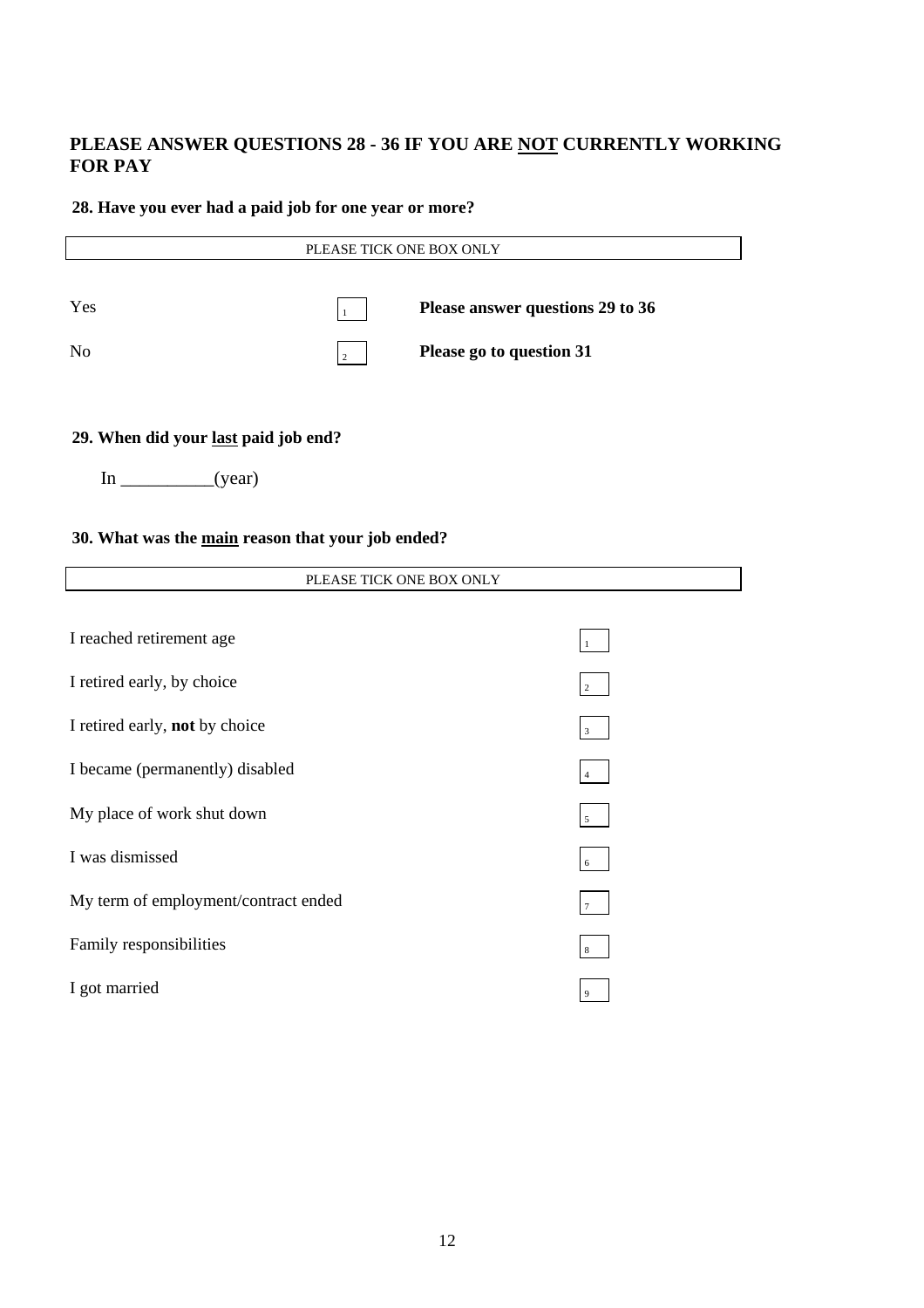## PLEASE ANSWER QUESTIONS 28 - 36 IF YOU ARE <u>NOT</u> CURRENTLY WORKING FOR PAY

### 28. Have you ever had a paid job for one year or more?

PLEASE TICK ONE BOX ONLY

| | | |
|---|---|---|
| Yes | ☐ 1 | **Please answer questions 29 to 36** |
| No | ☐ 2 | **Please go to question 31** |

### 29. When did your <u>last</u> paid job end?

In __________(year)

### 30. What was the <u>main</u> reason that your job ended?

PLEASE TICK ONE BOX ONLY

| | |
|---|---|
| I reached retirement age | ☐ 1 |
| I retired early, by choice | ☐ 2 |
| I retired early, **not** by choice | ☐ 3 |
| I became (permanently) disabled | ☐ 4 |
| My place of work shut down | ☐ 5 |
| I was dismissed | ☐ 6 |
| My term of employment/contract ended | ☐ 7 |
| Family responsibilities | ☐ 8 |
| I got married | ☐ 9 |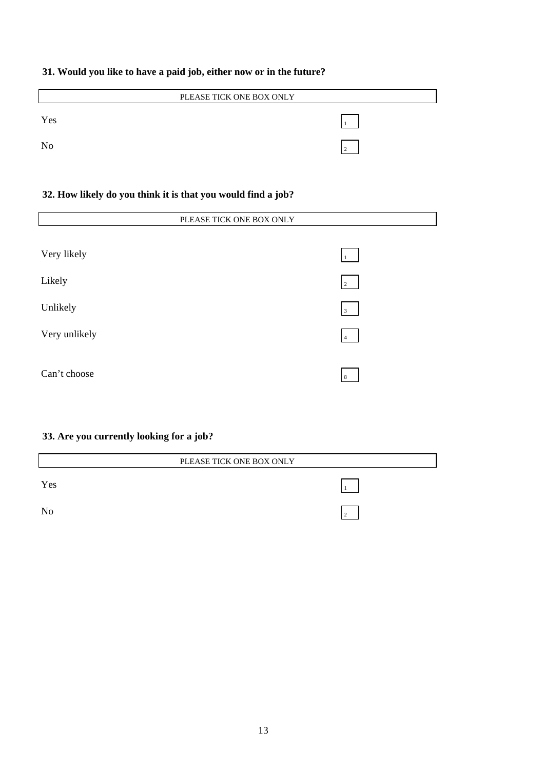**31. Would you like to have a paid job, either now or in the future?**

| PLEASE TICK ONE BOX ONLY | |
|---|---|
| Yes | 1 |
| No | 2 |

**32. How likely do you think it is that you would find a job?**

| PLEASE TICK ONE BOX ONLY | |
|---|---|
| Very likely | 1 |
| Likely | 2 |
| Unlikely | 3 |
| Very unlikely | 4 |
| Can't choose | 8 |

**33. Are you currently looking for a job?**

| PLEASE TICK ONE BOX ONLY | |
|---|---|
| Yes | 1 |
| No | 2 |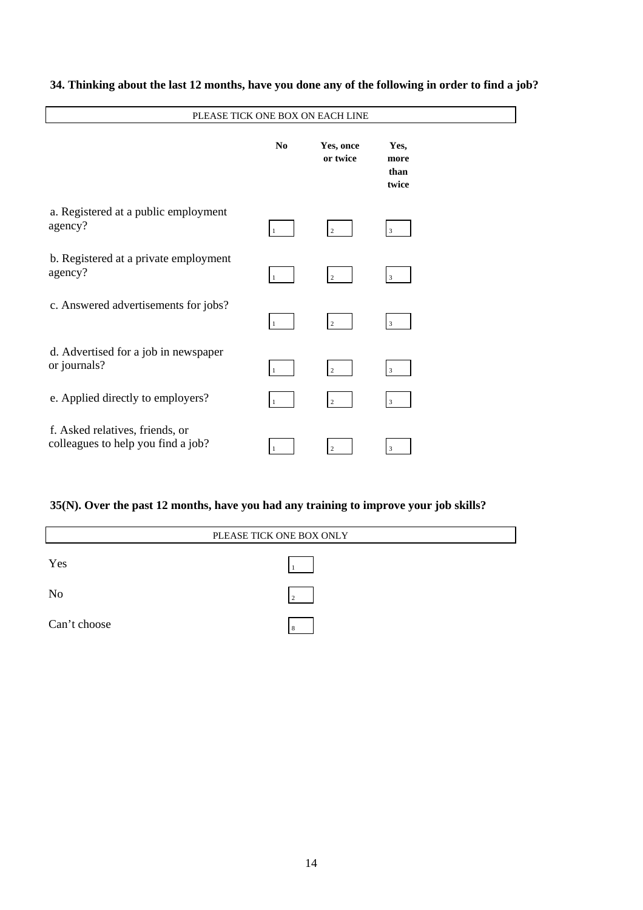**34. Thinking about the last 12 months, have you done any of the following in order to find a job?**

PLEASE TICK ONE BOX ON EACH LINE

| | No | Yes, once or twice | Yes, more than twice |
|---|---|---|---|
| a. Registered at a public employment agency? | 1 | 2 | 3 |
| b. Registered at a private employment agency? | 1 | 2 | 3 |
| c. Answered advertisements for jobs? | 1 | 2 | 3 |
| d. Advertised for a job in newspaper or journals? | 1 | 2 | 3 |
| e. Applied directly to employers? | 1 | 2 | 3 |
| f. Asked relatives, friends, or colleagues to help you find a job? | 1 | 2 | 3 |

**35(N). Over the past 12 months, have you had any training to improve your job skills?**

PLEASE TICK ONE BOX ONLY

| | |
|---|---|
| Yes | 1 |
| No | 2 |
| Can't choose | 8 |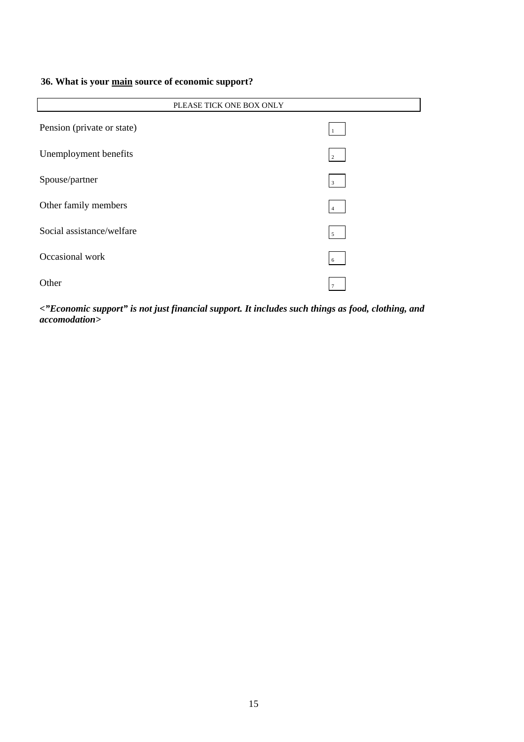**36. What is your <u>main</u> source of economic support?**

| PLEASE TICK ONE BOX ONLY | |
|---|---|
| Pension (private or state) | 1 |
| Unemployment benefits | 2 |
| Spouse/partner | 3 |
| Other family members | 4 |
| Social assistance/welfare | 5 |
| Occasional work | 6 |
| Other | 7 |

***<"Economic support" is not just financial support. It includes such things as food, clothing, and accomodation>***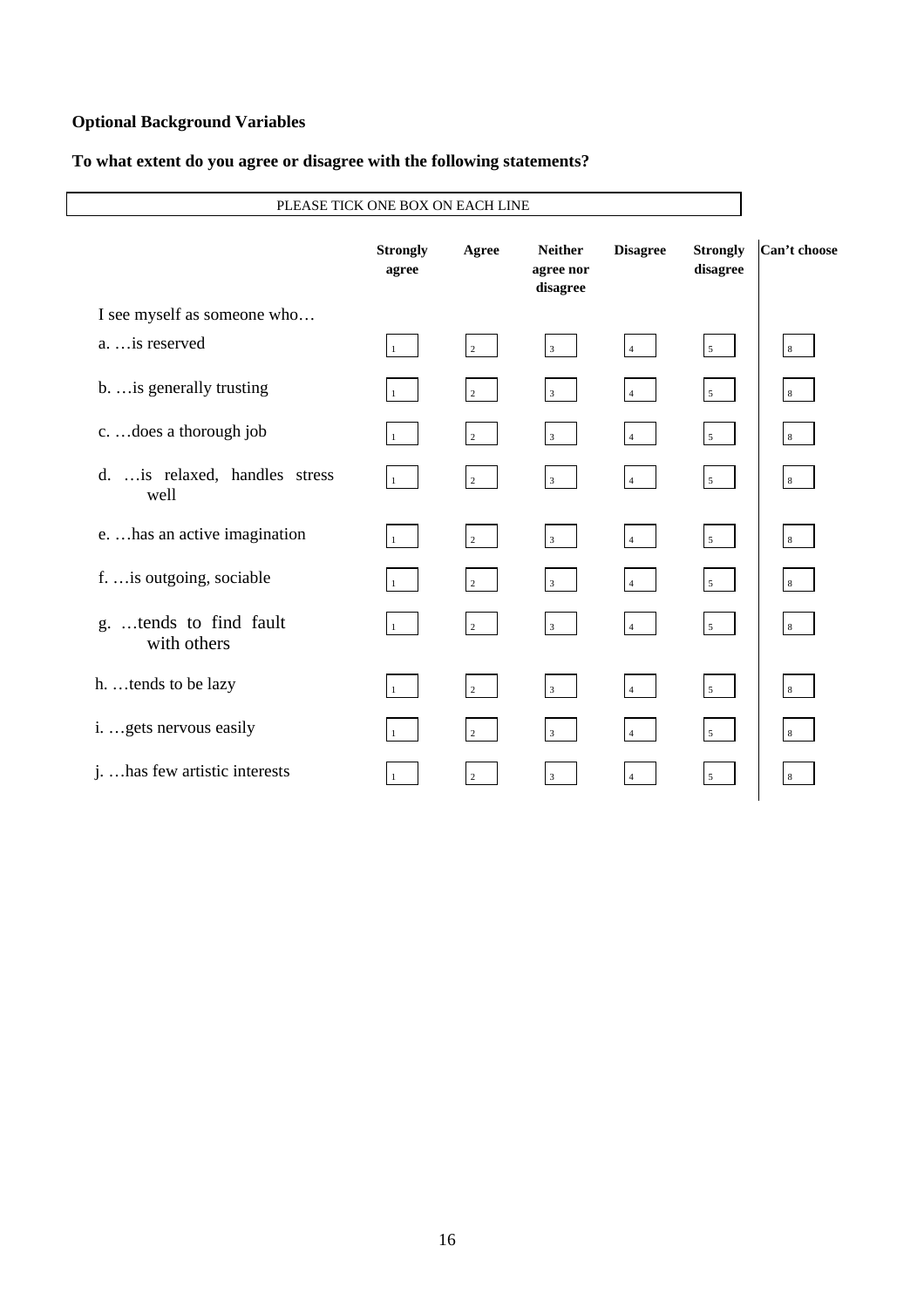**Optional Background Variables**

**To what extent do you agree or disagree with the following statements?**

PLEASE TICK ONE BOX ON EACH LINE

| | Strongly agree | Agree | Neither agree nor disagree | Disagree | Strongly disagree | Can't choose |
|---|---|---|---|---|---|---|
| I see myself as someone who… | | | | | | |
| a. …is reserved | 1 | 2 | 3 | 4 | 5 | 8 |
| b. …is generally trusting | 1 | 2 | 3 | 4 | 5 | 8 |
| c. …does a thorough job | 1 | 2 | 3 | 4 | 5 | 8 |
| d. …is relaxed, handles stress well | 1 | 2 | 3 | 4 | 5 | 8 |
| e. …has an active imagination | 1 | 2 | 3 | 4 | 5 | 8 |
| f. …is outgoing, sociable | 1 | 2 | 3 | 4 | 5 | 8 |
| g. …tends to find fault with others | 1 | 2 | 3 | 4 | 5 | 8 |
| h. …tends to be lazy | 1 | 2 | 3 | 4 | 5 | 8 |
| i. …gets nervous easily | 1 | 2 | 3 | 4 | 5 | 8 |
| j. …has few artistic interests | 1 | 2 | 3 | 4 | 5 | 8 |